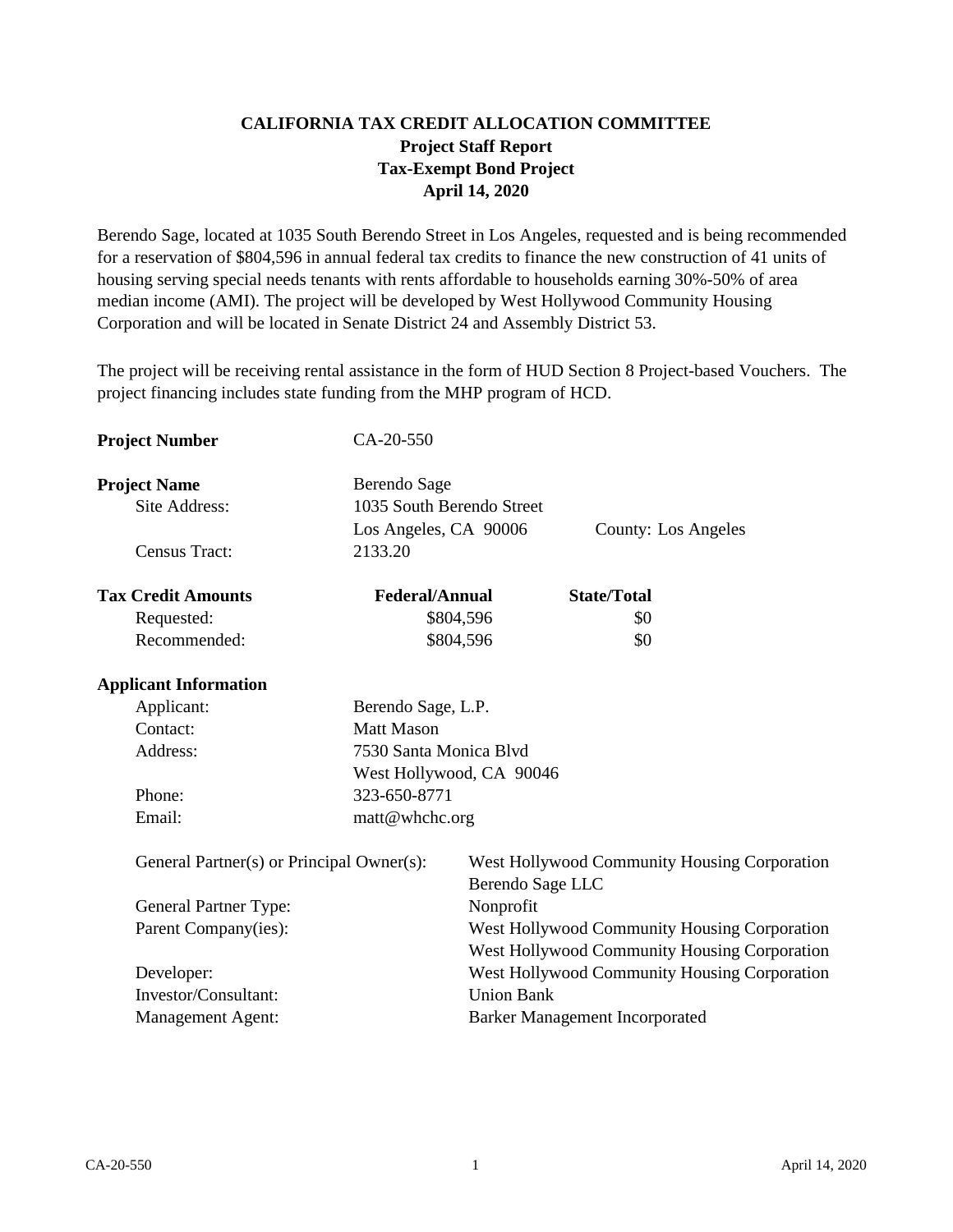# CALIFORNIA TAX CREDIT ALLOCATION COMMITTEE
## Project Staff Report
## Tax-Exempt Bond Project
## April 14, 2020

Berendo Sage, located at 1035 South Berendo Street in Los Angeles, requested and is being recommended for a reservation of $804,596 in annual federal tax credits to finance the new construction of 41 units of housing serving special needs tenants with rents affordable to households earning 30%-50% of area median income (AMI). The project will be developed by West Hollywood Community Housing Corporation and will be located in Senate District 24 and Assembly District 53.

The project will be receiving rental assistance in the form of HUD Section 8 Project-based Vouchers. The project financing includes state funding from the MHP program of HCD.

**Project Number** CA-20-550

**Project Name** Berendo Sage

Site Address: 1035 South Berendo Street, Los Angeles, CA 90006 — County: Los Angeles

Census Tract: 2133.20

| **Tax Credit Amounts** | **Federal/Annual** | **State/Total** |
| --- | --- | --- |
| Requested: | $804,596 | $0 |
| Recommended: | $804,596 | $0 |

**Applicant Information**

| | |
| --- | --- |
| Applicant: | Berendo Sage, L.P. |
| Contact: | Matt Mason |
| Address: | 7530 Santa Monica Blvd<br>West Hollywood, CA 90046 |
| Phone: | 323-650-8771 |
| Email: | matt@whchc.org |
| General Partner(s) or Principal Owner(s): | West Hollywood Community Housing Corporation<br>Berendo Sage LLC |
| General Partner Type: | Nonprofit |
| Parent Company(ies): | West Hollywood Community Housing Corporation<br>West Hollywood Community Housing Corporation |
| Developer: | West Hollywood Community Housing Corporation |
| Investor/Consultant: | Union Bank |
| Management Agent: | Barker Management Incorporated |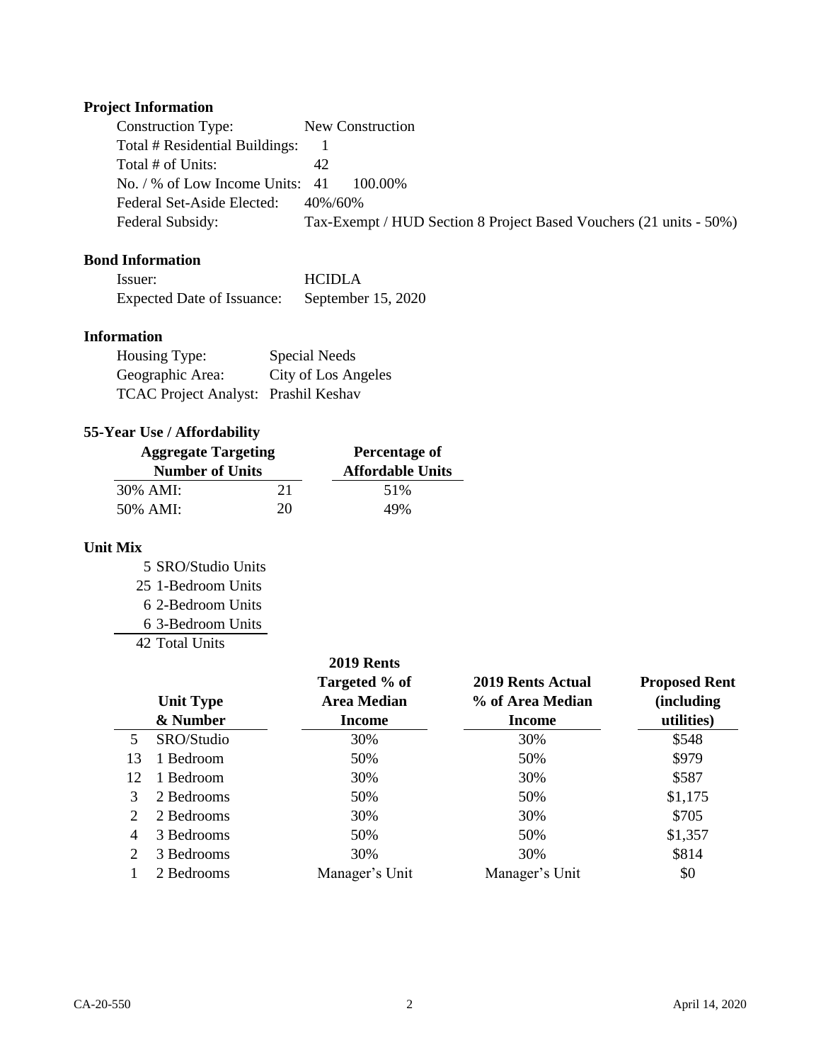**Project Information**

| | |
|---|---|
| Construction Type: | New Construction |
| Total # Residential Buildings: | 1 |
| Total # of Units: | 42 |
| No. / % of Low Income Units: | 41 100.00% |
| Federal Set-Aside Elected: | 40%/60% |
| Federal Subsidy: | Tax-Exempt / HUD Section 8 Project Based Vouchers (21 units - 50%) |

**Bond Information**

| | |
|---|---|
| Issuer: | HCIDLA |
| Expected Date of Issuance: | September 15, 2020 |

**Information**

| | |
|---|---|
| Housing Type: | Special Needs |
| Geographic Area: | City of Los Angeles |
| TCAC Project Analyst: | Prashil Keshav |

**55-Year Use / Affordability**

| Aggregate Targeting Number of Units | | Percentage of Affordable Units |
|---|---|---|
| 30% AMI: | 21 | 51% |
| 50% AMI: | 20 | 49% |

**Unit Mix**

5 SRO/Studio Units
25 1-Bedroom Units
6 2-Bedroom Units
6 3-Bedroom Units
42 Total Units

| Unit Type & Number | | 2019 Rents Targeted % of Area Median Income | 2019 Rents Actual % of Area Median Income | Proposed Rent (including utilities) |
|---|---|---|---|---|
| 5 | SRO/Studio | 30% | 30% | $548 |
| 13 | 1 Bedroom | 50% | 50% | $979 |
| 12 | 1 Bedroom | 30% | 30% | $587 |
| 3 | 2 Bedrooms | 50% | 50% | $1,175 |
| 2 | 2 Bedrooms | 30% | 30% | $705 |
| 4 | 3 Bedrooms | 50% | 50% | $1,357 |
| 2 | 3 Bedrooms | 30% | 30% | $814 |
| 1 | 2 Bedrooms | Manager's Unit | Manager's Unit | $0 |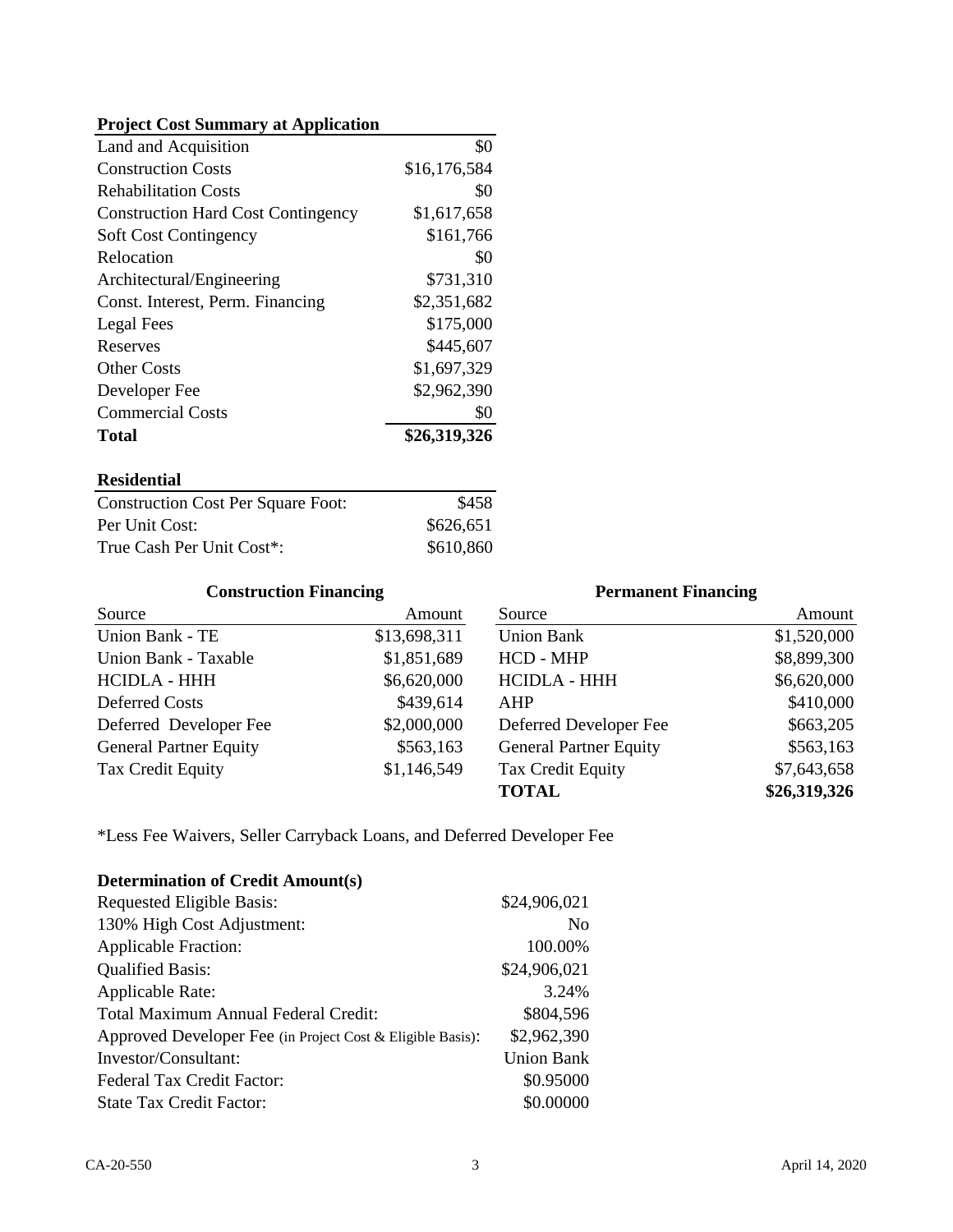**Project Cost Summary at Application**

| | |
|---|---:|
| Land and Acquisition | $0 |
| Construction Costs | $16,176,584 |
| Rehabilitation Costs | $0 |
| Construction Hard Cost Contingency | $1,617,658 |
| Soft Cost Contingency | $161,766 |
| Relocation | $0 |
| Architectural/Engineering | $731,310 |
| Const. Interest, Perm. Financing | $2,351,682 |
| Legal Fees | $175,000 |
| Reserves | $445,607 |
| Other Costs | $1,697,329 |
| Developer Fee | $2,962,390 |
| Commercial Costs | $0 |
| **Total** | **$26,319,326** |

**Residential**

| | |
|---|---:|
| Construction Cost Per Square Foot: | $458 |
| Per Unit Cost: | $626,651 |
| True Cash Per Unit Cost*: | $610,860 |

**Construction Financing**

| Source | Amount |
|---|---:|
| Union Bank - TE | $13,698,311 |
| Union Bank - Taxable | $1,851,689 |
| HCIDLA - HHH | $6,620,000 |
| Deferred Costs | $439,614 |
| Deferred Developer Fee | $2,000,000 |
| General Partner Equity | $563,163 |
| Tax Credit Equity | $1,146,549 |

**Permanent Financing**

| Source | Amount |
|---|---:|
| Union Bank | $1,520,000 |
| HCD - MHP | $8,899,300 |
| HCIDLA - HHH | $6,620,000 |
| AHP | $410,000 |
| Deferred Developer Fee | $663,205 |
| General Partner Equity | $563,163 |
| Tax Credit Equity | $7,643,658 |
| **TOTAL** | **$26,319,326** |

*Less Fee Waivers, Seller Carryback Loans, and Deferred Developer Fee

**Determination of Credit Amount(s)**

| | |
|---|---:|
| Requested Eligible Basis: | $24,906,021 |
| 130% High Cost Adjustment: | No |
| Applicable Fraction: | 100.00% |
| Qualified Basis: | $24,906,021 |
| Applicable Rate: | 3.24% |
| Total Maximum Annual Federal Credit: | $804,596 |
| Approved Developer Fee (in Project Cost & Eligible Basis): | $2,962,390 |
| Investor/Consultant: | Union Bank |
| Federal Tax Credit Factor: | $0.95000 |
| State Tax Credit Factor: | $0.00000 |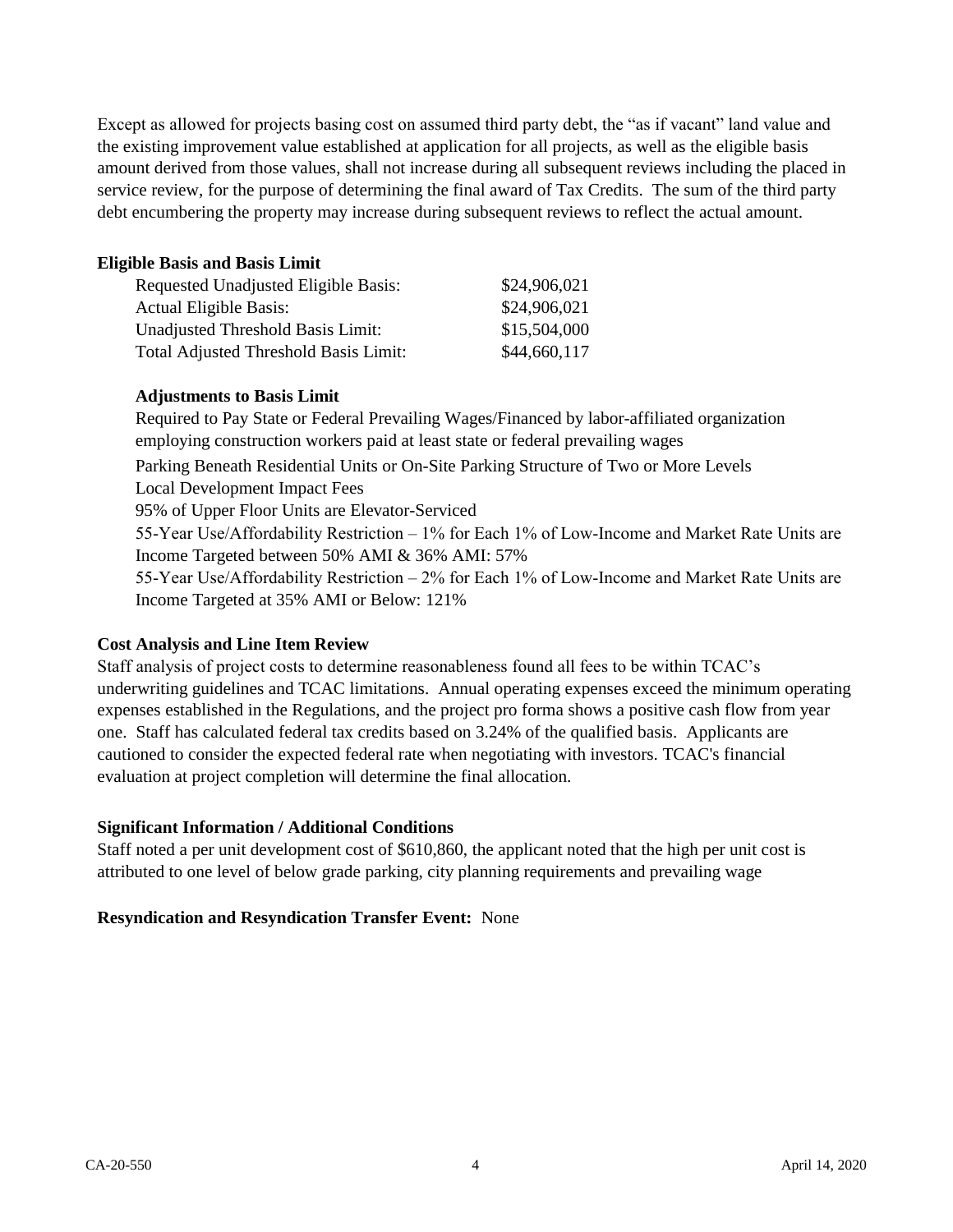Except as allowed for projects basing cost on assumed third party debt, the "as if vacant" land value and the existing improvement value established at application for all projects, as well as the eligible basis amount derived from those values, shall not increase during all subsequent reviews including the placed in service review, for the purpose of determining the final award of Tax Credits. The sum of the third party debt encumbering the property may increase during subsequent reviews to reflect the actual amount.

**Eligible Basis and Basis Limit**

| | |
|---|---|
| Requested Unadjusted Eligible Basis: | $24,906,021 |
| Actual Eligible Basis: | $24,906,021 |
| Unadjusted Threshold Basis Limit: | $15,504,000 |
| Total Adjusted Threshold Basis Limit: | $44,660,117 |

**Adjustments to Basis Limit**

Required to Pay State or Federal Prevailing Wages/Financed by labor-affiliated organization employing construction workers paid at least state or federal prevailing wages

Parking Beneath Residential Units or On-Site Parking Structure of Two or More Levels

Local Development Impact Fees

95% of Upper Floor Units are Elevator-Serviced

55-Year Use/Affordability Restriction – 1% for Each 1% of Low-Income and Market Rate Units are Income Targeted between 50% AMI & 36% AMI: 57%

55-Year Use/Affordability Restriction – 2% for Each 1% of Low-Income and Market Rate Units are Income Targeted at 35% AMI or Below: 121%

**Cost Analysis and Line Item Review**

Staff analysis of project costs to determine reasonableness found all fees to be within TCAC's underwriting guidelines and TCAC limitations. Annual operating expenses exceed the minimum operating expenses established in the Regulations, and the project pro forma shows a positive cash flow from year one. Staff has calculated federal tax credits based on 3.24% of the qualified basis. Applicants are cautioned to consider the expected federal rate when negotiating with investors. TCAC's financial evaluation at project completion will determine the final allocation.

**Significant Information / Additional Conditions**

Staff noted a per unit development cost of $610,860, the applicant noted that the high per unit cost is attributed to one level of below grade parking, city planning requirements and prevailing wage

**Resyndication and Resyndication Transfer Event:** None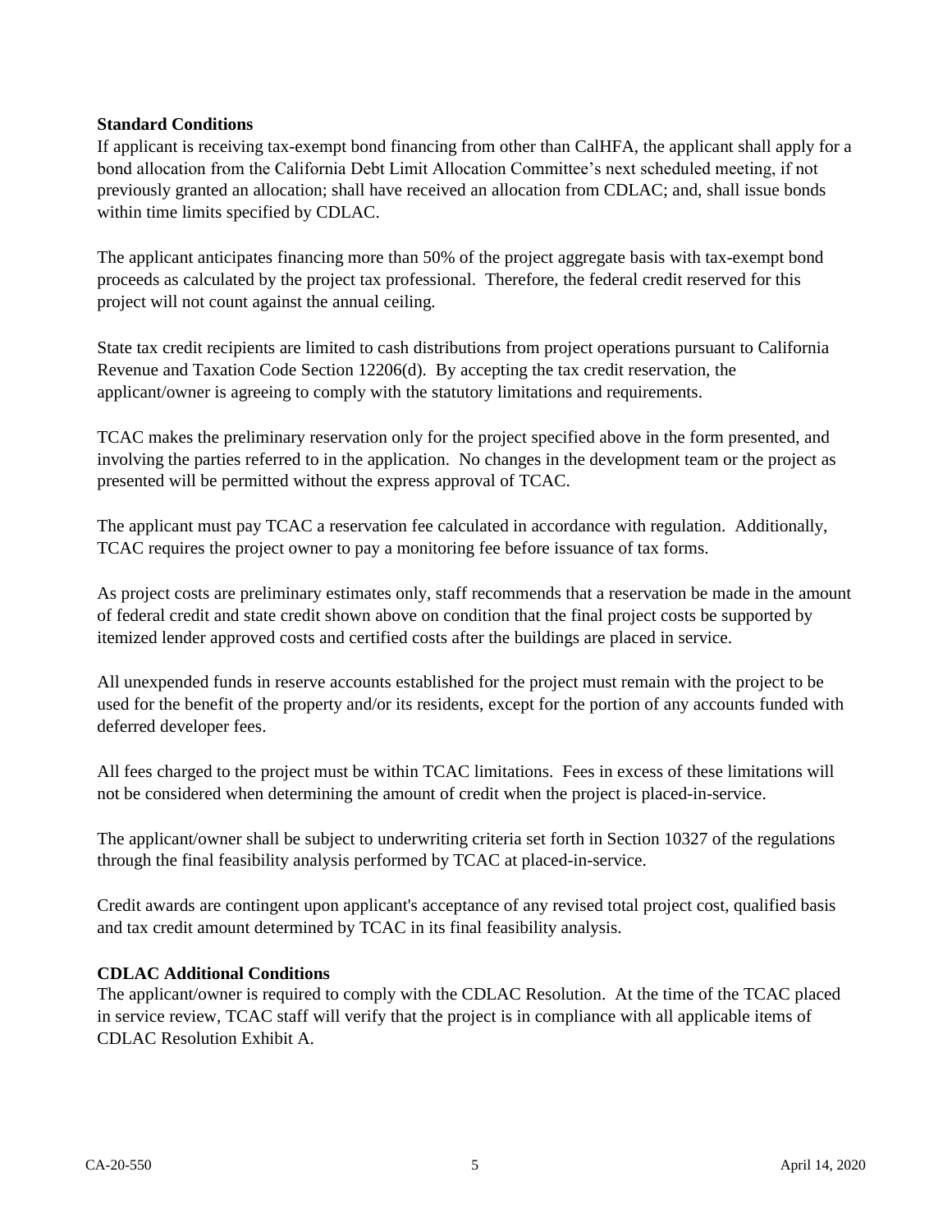**Standard Conditions**

If applicant is receiving tax-exempt bond financing from other than CalHFA, the applicant shall apply for a bond allocation from the California Debt Limit Allocation Committee's next scheduled meeting, if not previously granted an allocation; shall have received an allocation from CDLAC; and, shall issue bonds within time limits specified by CDLAC.

The applicant anticipates financing more than 50% of the project aggregate basis with tax-exempt bond proceeds as calculated by the project tax professional. Therefore, the federal credit reserved for this project will not count against the annual ceiling.

State tax credit recipients are limited to cash distributions from project operations pursuant to California Revenue and Taxation Code Section 12206(d). By accepting the tax credit reservation, the applicant/owner is agreeing to comply with the statutory limitations and requirements.

TCAC makes the preliminary reservation only for the project specified above in the form presented, and involving the parties referred to in the application. No changes in the development team or the project as presented will be permitted without the express approval of TCAC.

The applicant must pay TCAC a reservation fee calculated in accordance with regulation. Additionally, TCAC requires the project owner to pay a monitoring fee before issuance of tax forms.

As project costs are preliminary estimates only, staff recommends that a reservation be made in the amount of federal credit and state credit shown above on condition that the final project costs be supported by itemized lender approved costs and certified costs after the buildings are placed in service.

All unexpended funds in reserve accounts established for the project must remain with the project to be used for the benefit of the property and/or its residents, except for the portion of any accounts funded with deferred developer fees.

All fees charged to the project must be within TCAC limitations. Fees in excess of these limitations will not be considered when determining the amount of credit when the project is placed-in-service.

The applicant/owner shall be subject to underwriting criteria set forth in Section 10327 of the regulations through the final feasibility analysis performed by TCAC at placed-in-service.

Credit awards are contingent upon applicant's acceptance of any revised total project cost, qualified basis and tax credit amount determined by TCAC in its final feasibility analysis.

**CDLAC Additional Conditions**

The applicant/owner is required to comply with the CDLAC Resolution. At the time of the TCAC placed in service review, TCAC staff will verify that the project is in compliance with all applicable items of CDLAC Resolution Exhibit A.